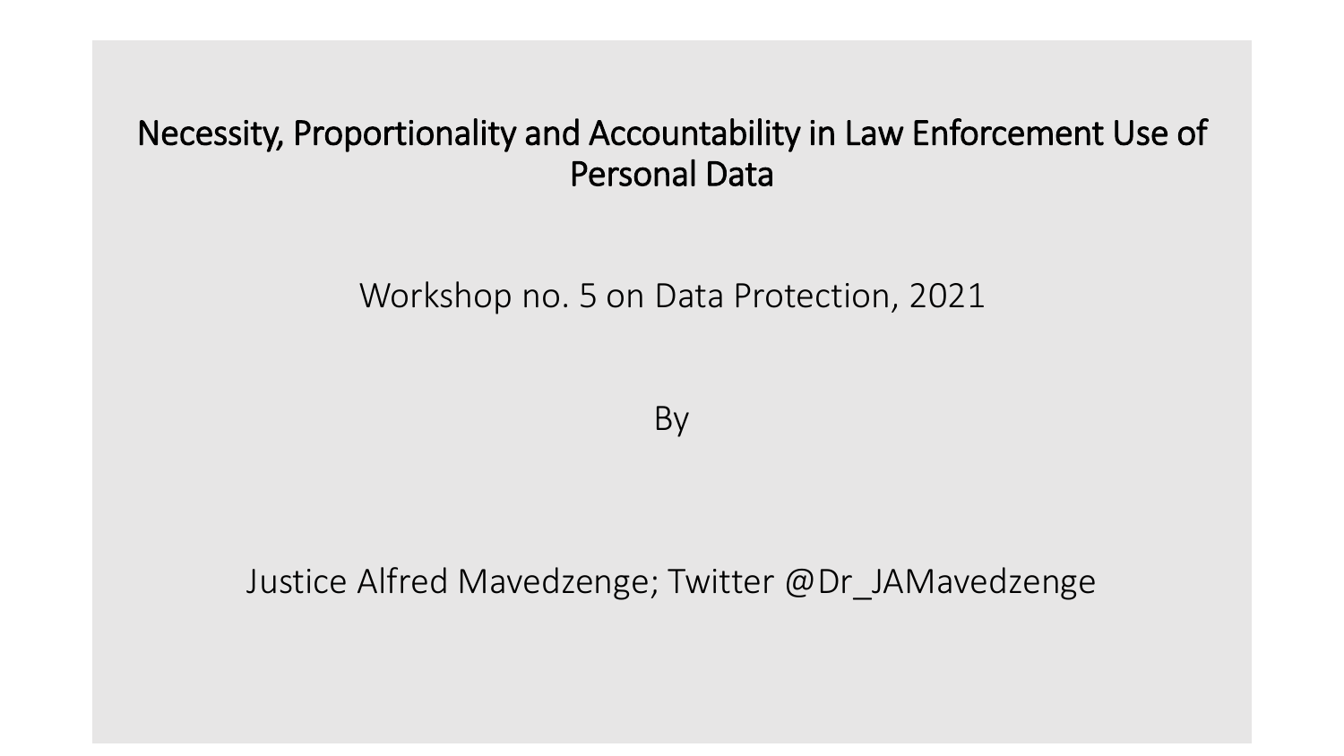# Necessity, Proportionality and Accountability in Law Enforcement Use of Personal Data

Workshop no. 5 on Data Protection, 2021

By

Justice Alfred Mavedzenge; Twitter @Dr_JAMavedzenge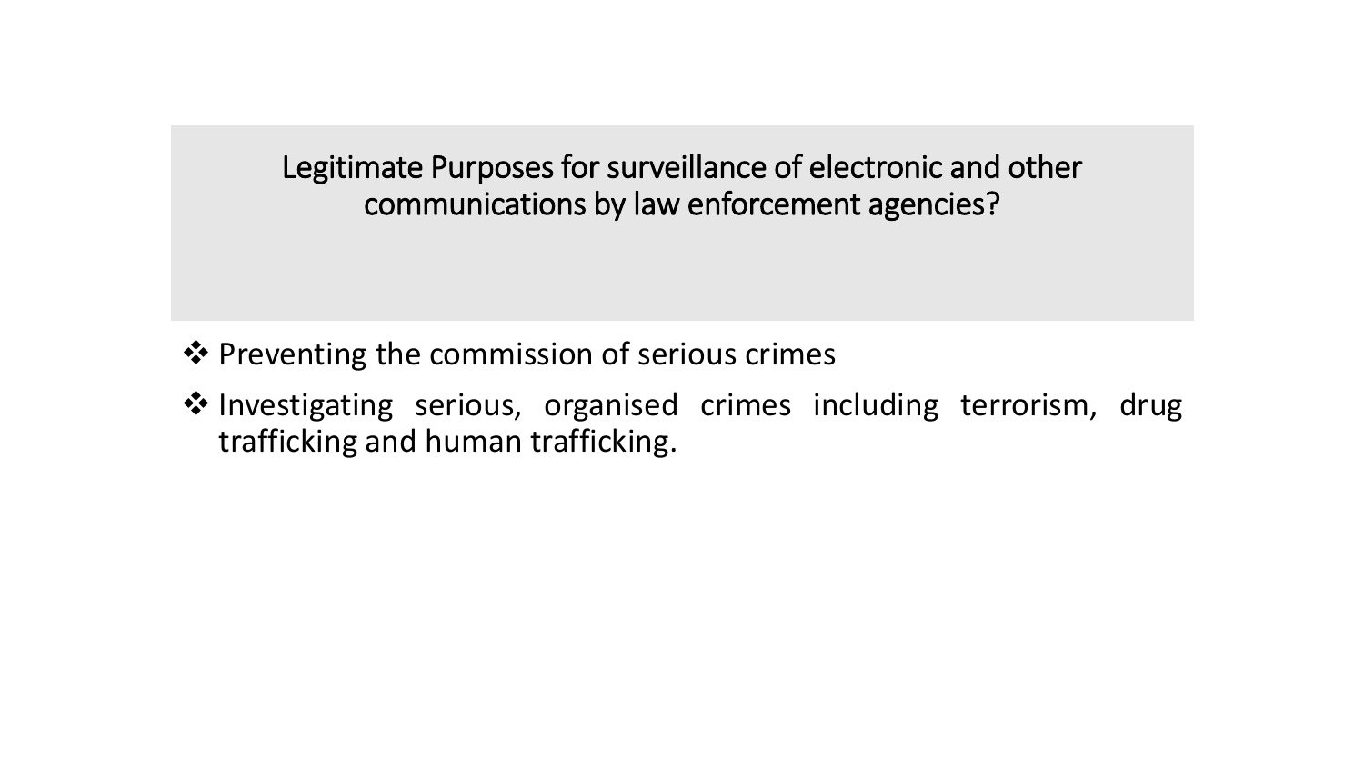## Legitimate Purposes for surveillance of electronic and other communications by law enforcement agencies?

- Preventing the commission of serious crimes
- Investigating serious, organised crimes including terrorism, drug trafficking and human trafficking.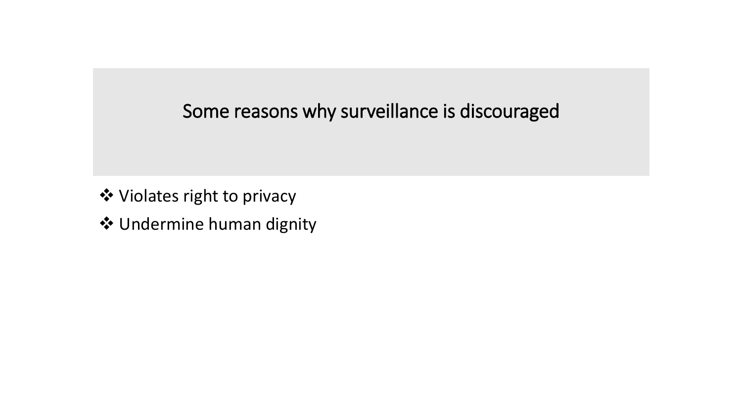# Some reasons why surveillance is discouraged

- Violates right to privacy
- Undermine human dignity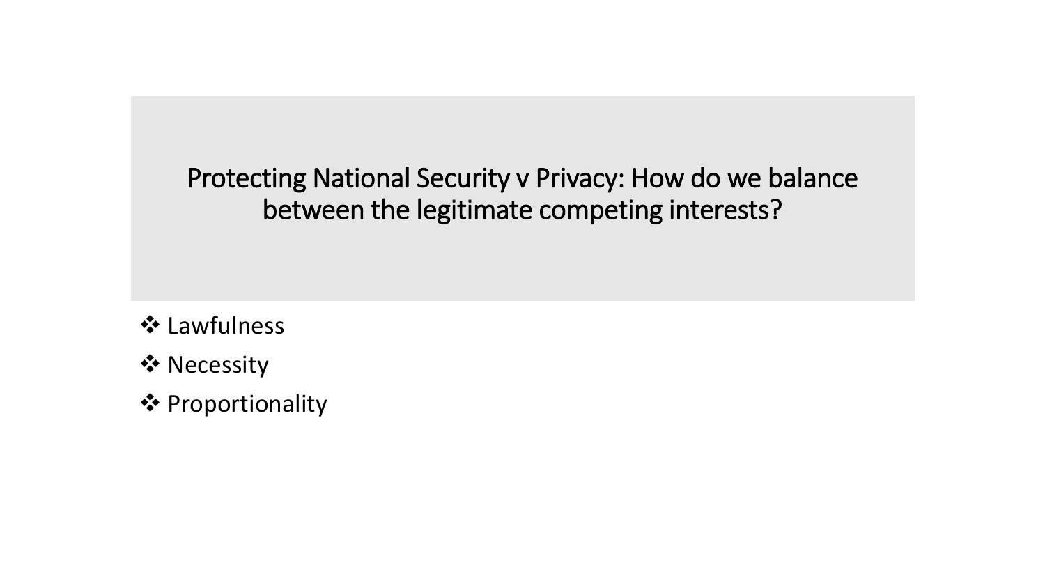## Protecting National Security v Privacy: How do we balance between the legitimate competing interests?

- Lawfulness
- Necessity
- Proportionality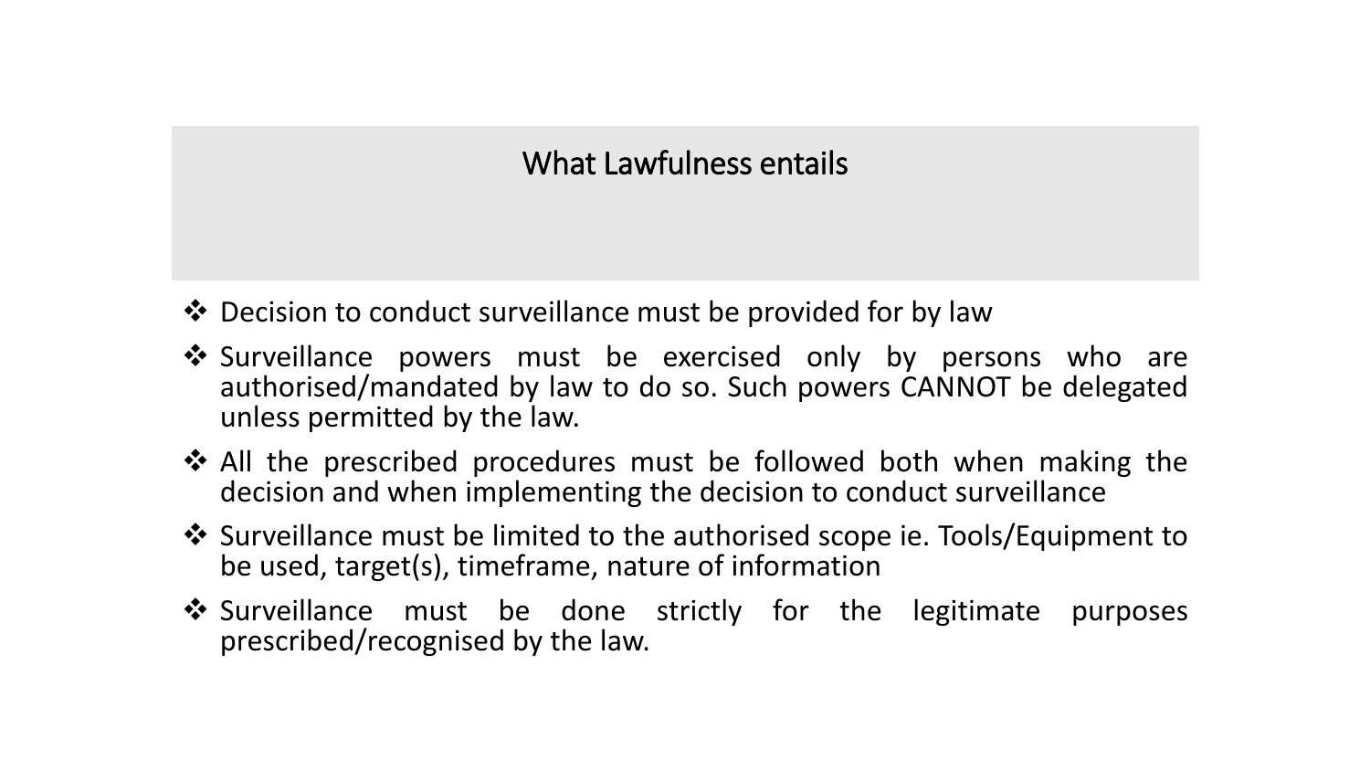## What Lawfulness entails

- Decision to conduct surveillance must be provided for by law
- Surveillance powers must be exercised only by persons who are authorised/mandated by law to do so. Such powers CANNOT be delegated unless permitted by the law.
- All the prescribed procedures must be followed both when making the decision and when implementing the decision to conduct surveillance
- Surveillance must be limited to the authorised scope ie. Tools/Equipment to be used, target(s), timeframe, nature of information
- Surveillance must be done strictly for the legitimate purposes prescribed/recognised by the law.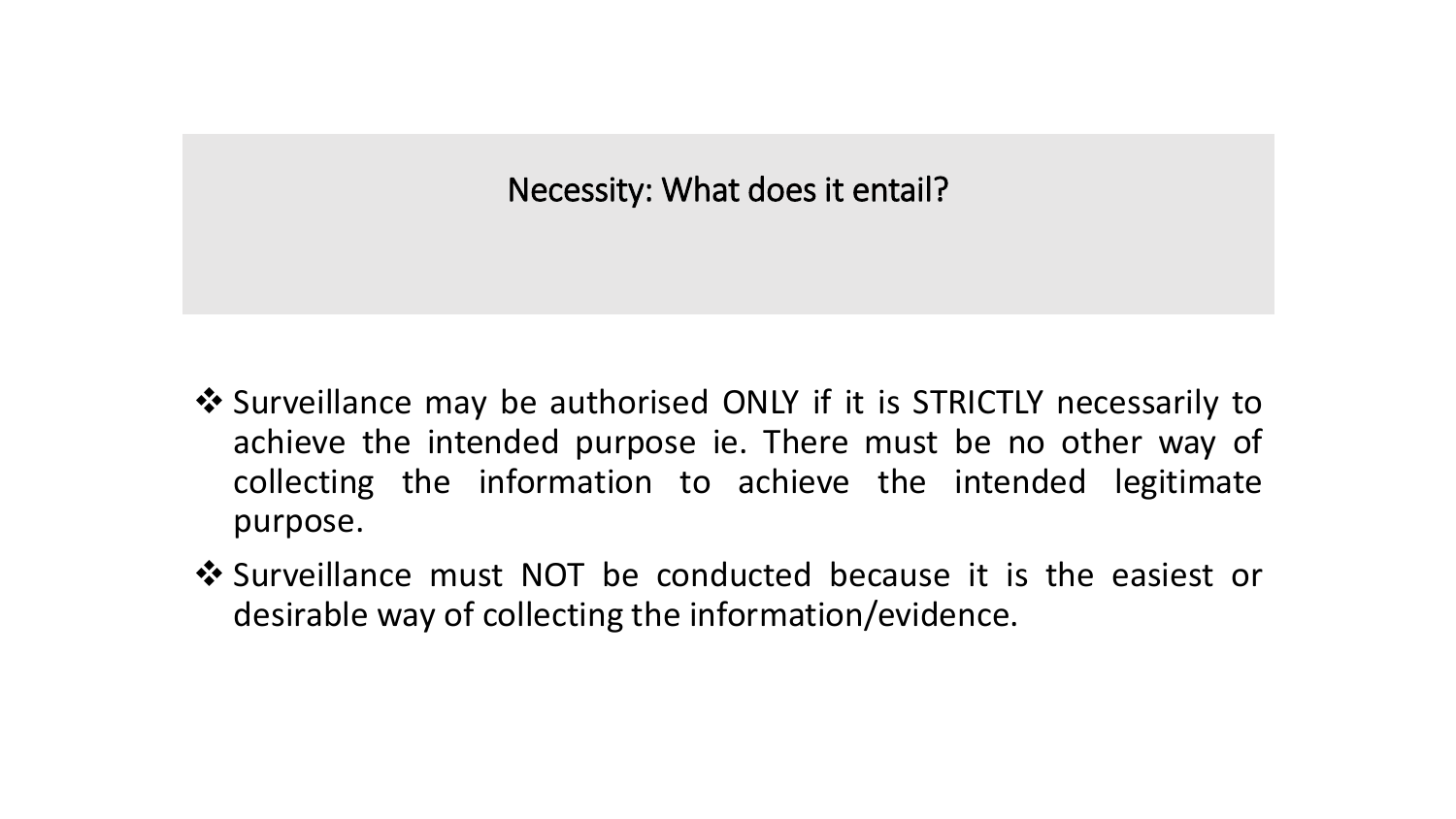## Necessity: What does it entail?

- Surveillance may be authorised ONLY if it is STRICTLY necessarily to achieve the intended purpose ie. There must be no other way of collecting the information to achieve the intended legitimate purpose.
- Surveillance must NOT be conducted because it is the easiest or desirable way of collecting the information/evidence.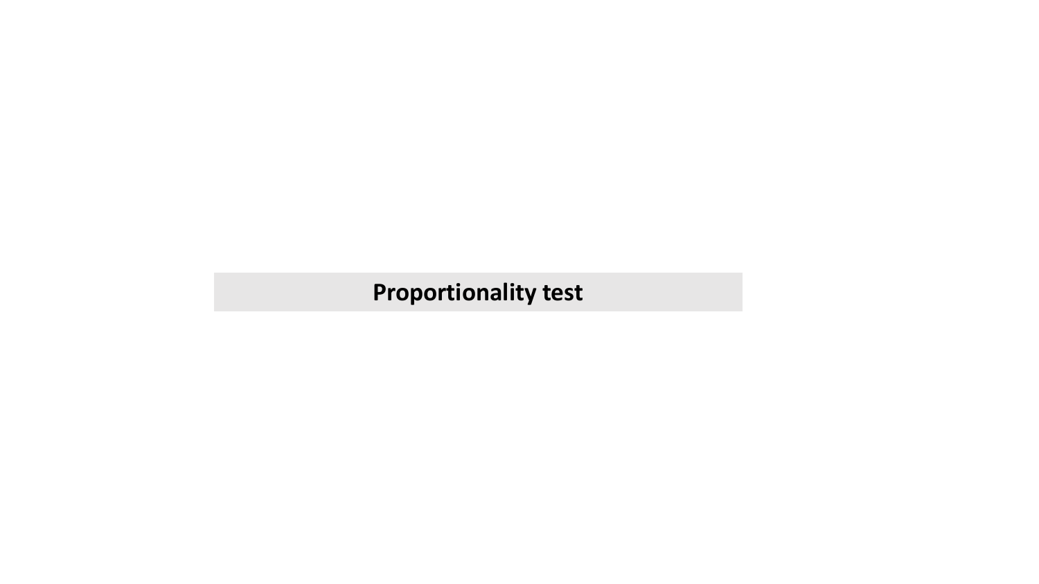**Proportionality test**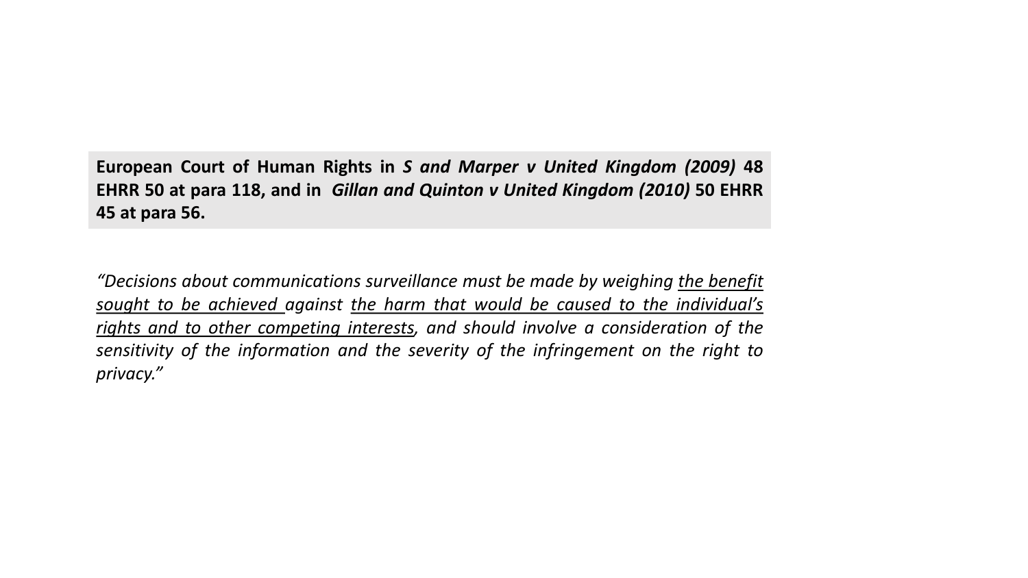**European Court of Human Rights in *S and Marper v United Kingdom (2009)* 48 EHRR 50 at para 118, and in *Gillan and Quinton v United Kingdom (2010)* 50 EHRR 45 at para 56.**

*"Decisions about communications surveillance must be made by weighing the benefit sought to be achieved against the harm that would be caused to the individual's rights and to other competing interests, and should involve a consideration of the sensitivity of the information and the severity of the infringement on the right to privacy."*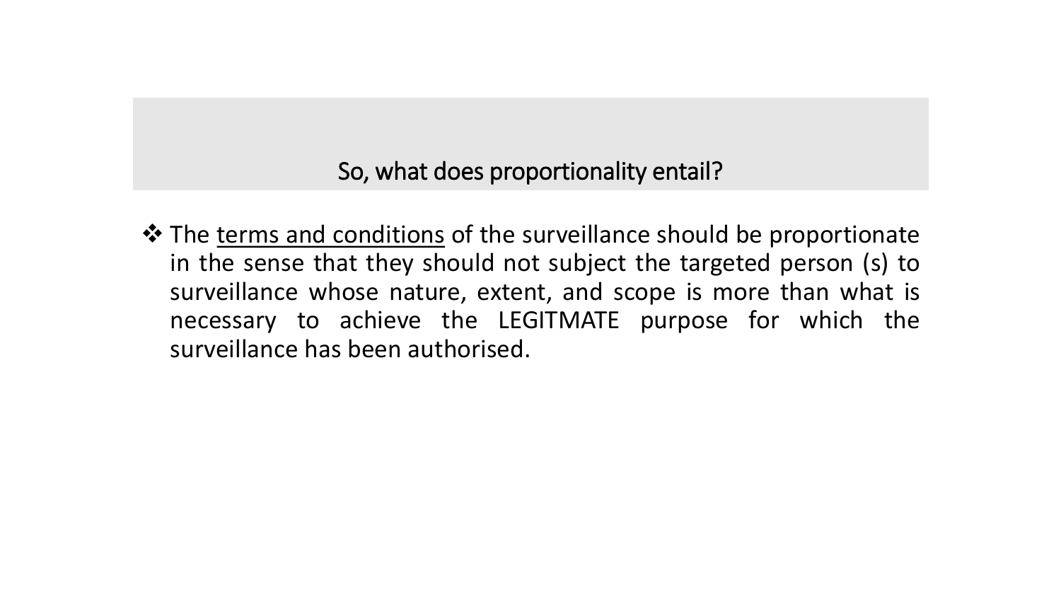## So, what does proportionality entail?

- The <u>terms and conditions</u> of the surveillance should be proportionate in the sense that they should not subject the targeted person (s) to surveillance whose nature, extent, and scope is more than what is necessary to achieve the LEGITMATE purpose for which the surveillance has been authorised.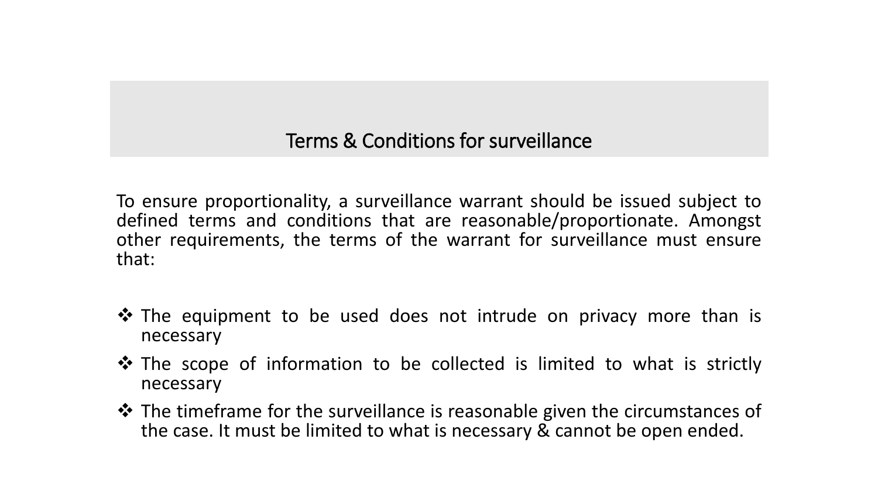## Terms & Conditions for surveillance

To ensure proportionality, a surveillance warrant should be issued subject to defined terms and conditions that are reasonable/proportionate. Amongst other requirements, the terms of the warrant for surveillance must ensure that:

- The equipment to be used does not intrude on privacy more than is necessary
- The scope of information to be collected is limited to what is strictly necessary
- The timeframe for the surveillance is reasonable given the circumstances of the case. It must be limited to what is necessary & cannot be open ended.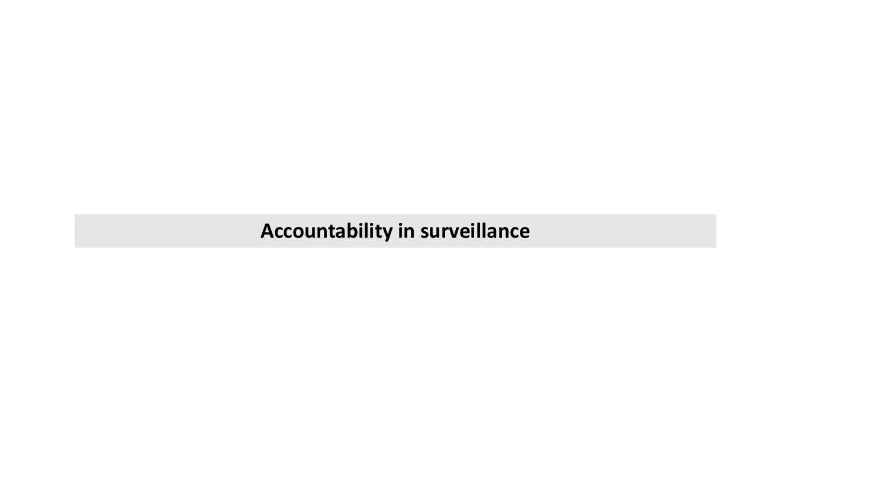## Accountability in surveillance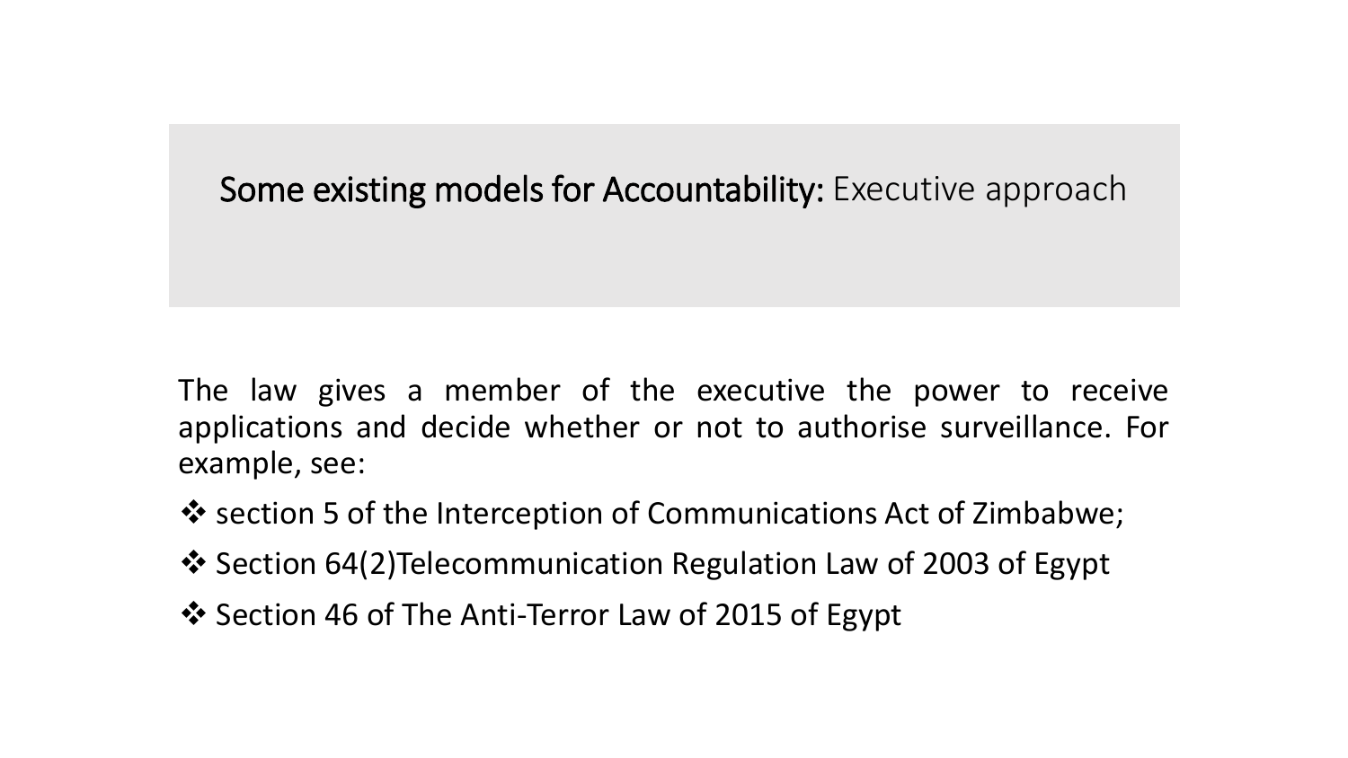## **Some existing models for Accountability:** Executive approach

The law gives a member of the executive the power to receive applications and decide whether or not to authorise surveillance. For example, see:

- ❖ section 5 of the Interception of Communications Act of Zimbabwe;
- ❖ Section 64(2)Telecommunication Regulation Law of 2003 of Egypt
- ❖ Section 46 of The Anti-Terror Law of 2015 of Egypt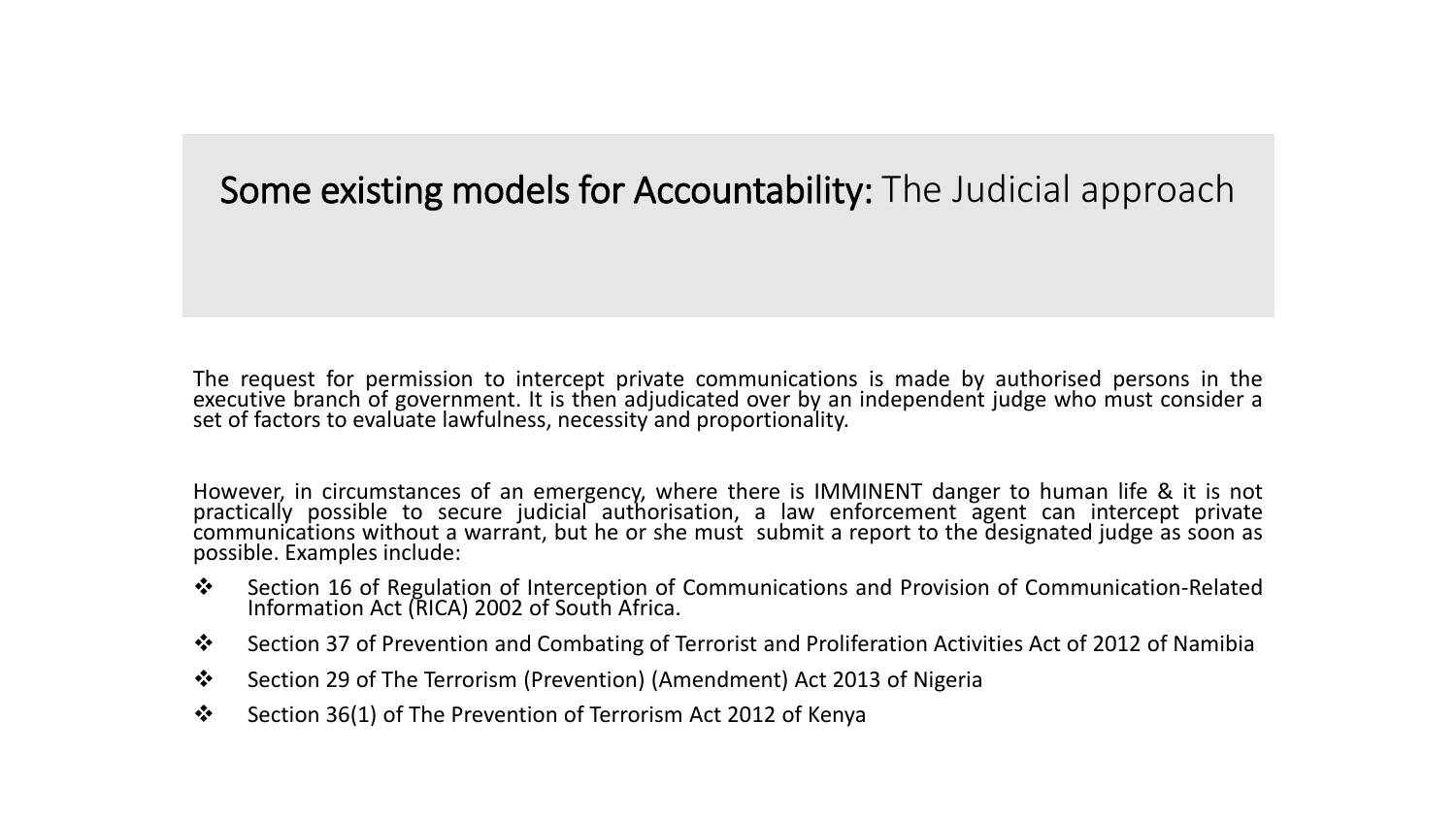# **Some existing models for Accountability:** The Judicial approach

The request for permission to intercept private communications is made by authorised persons in the executive branch of government. It is then adjudicated over by an independent judge who must consider a set of factors to evaluate lawfulness, necessity and proportionality.

However, in circumstances of an emergency, where there is IMMINENT danger to human life & it is not practically possible to secure judicial authorisation, a law enforcement agent can intercept private communications without a warrant, but he or she must submit a report to the designated judge as soon as possible. Examples include:

- Section 16 of Regulation of Interception of Communications and Provision of Communication-Related Information Act (RICA) 2002 of South Africa.
- Section 37 of Prevention and Combating of Terrorist and Proliferation Activities Act of 2012 of Namibia
- Section 29 of The Terrorism (Prevention) (Amendment) Act 2013 of Nigeria
- Section 36(1) of The Prevention of Terrorism Act 2012 of Kenya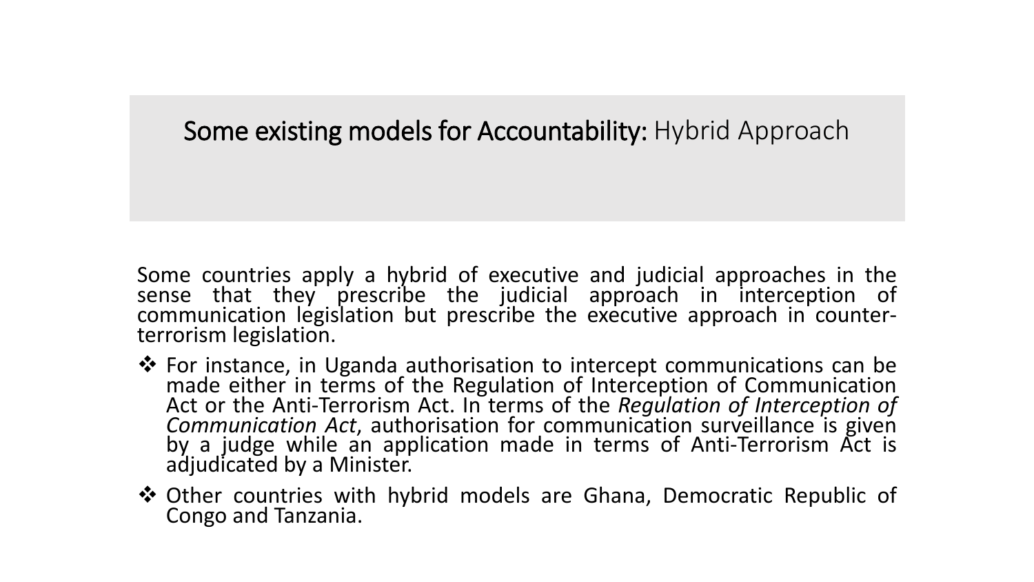## **Some existing models for Accountability:** Hybrid Approach

Some countries apply a hybrid of executive and judicial approaches in the sense that they prescribe the judicial approach in interception of communication legislation but prescribe the executive approach in counter-terrorism legislation.

- ❖ For instance, in Uganda authorisation to intercept communications can be made either in terms of the Regulation of Interception of Communication Act or the Anti-Terrorism Act. In terms of the *Regulation of Interception of Communication Act*, authorisation for communication surveillance is given by a judge while an application made in terms of Anti-Terrorism Act is adjudicated by a Minister.
- ❖ Other countries with hybrid models are Ghana, Democratic Republic of Congo and Tanzania.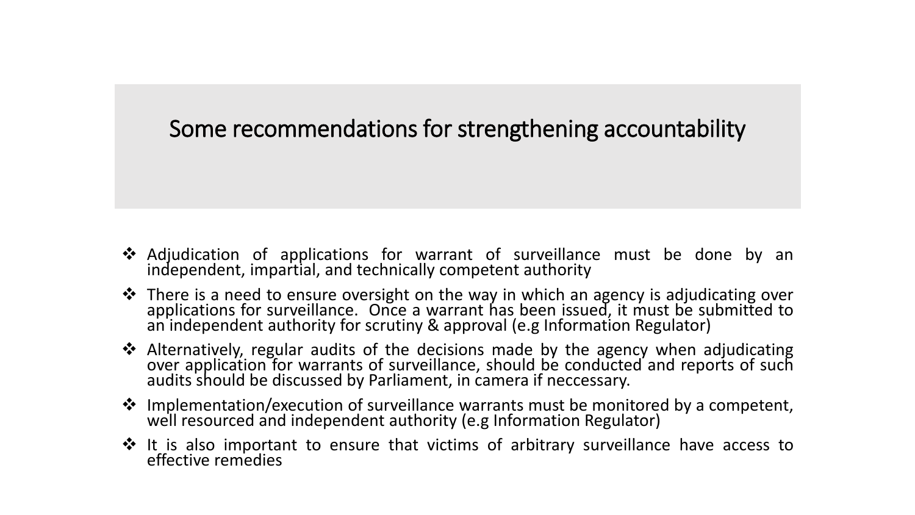# Some recommendations for strengthening accountability

- Adjudication of applications for warrant of surveillance must be done by an independent, impartial, and technically competent authority
- There is a need to ensure oversight on the way in which an agency is adjudicating over applications for surveillance. Once a warrant has been issued, it must be submitted to an independent authority for scrutiny & approval (e.g Information Regulator)
- Alternatively, regular audits of the decisions made by the agency when adjudicating over application for warrants of surveillance, should be conducted and reports of such audits should be discussed by Parliament, in camera if neccessary.
- Implementation/execution of surveillance warrants must be monitored by a competent, well resourced and independent authority (e.g Information Regulator)
- It is also important to ensure that victims of arbitrary surveillance have access to effective remedies